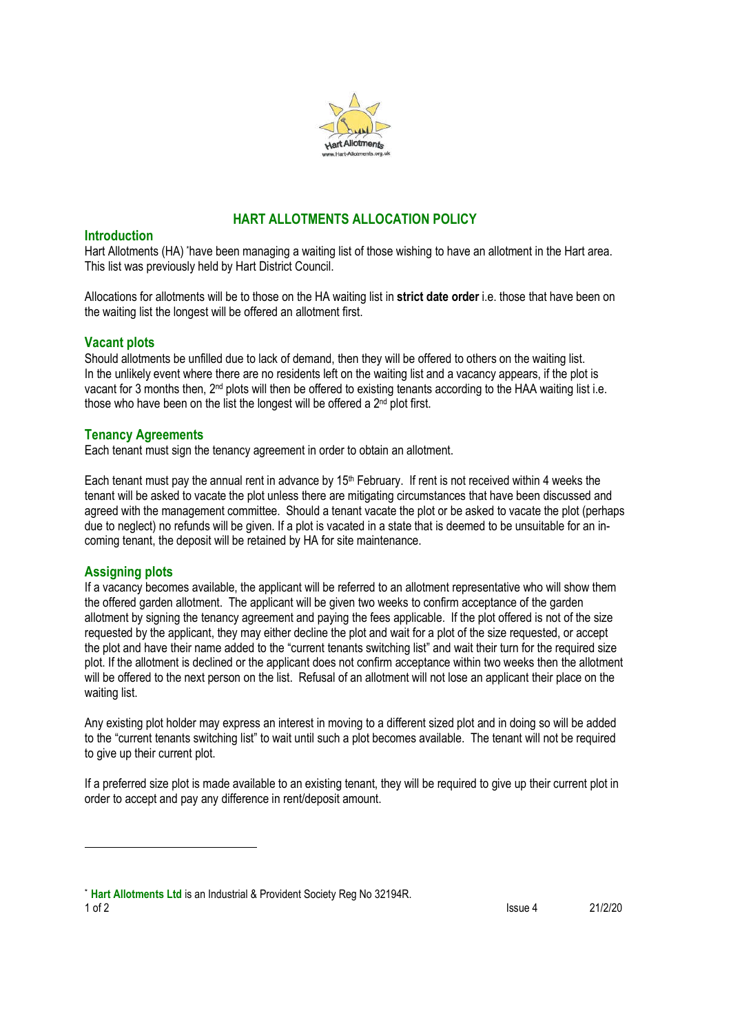# HART ALLOTMENTS ALLOCATION POLICY

## Introduction

Hart Allotments (HA) [*] have been managing a waiting list of those wishing to have an allotment in the Hart area. This list was previously held by Hart District Council.

Allocations for allotments will be to those on the HA waiting list in **strict date order** i.e. those that have been on the waiting list the longest will be offered an allotment first.

## Vacant plots

Should allotments be unfilled due to lack of demand, then they will be offered to others on the waiting list. In the unlikely event where there are no residents left on the waiting list and a vacancy appears, if the plot is vacant for 3 months then, 2nd plots will then be offered to existing tenants according to the HAA waiting list i.e. those who have been on the list the longest will be offered a 2nd plot first.

## Tenancy Agreements

Each tenant must sign the tenancy agreement in order to obtain an allotment.

Each tenant must pay the annual rent in advance by 15th February. If rent is not received within 4 weeks the tenant will be asked to vacate the plot unless there are mitigating circumstances that have been discussed and agreed with the management committee. Should a tenant vacate the plot or be asked to vacate the plot (perhaps due to neglect) no refunds will be given. If a plot is vacated in a state that is deemed to be unsuitable for an in-coming tenant, the deposit will be retained by HA for site maintenance.

## Assigning plots

If a vacancy becomes available, the applicant will be referred to an allotment representative who will show them the offered garden allotment. The applicant will be given two weeks to confirm acceptance of the garden allotment by signing the tenancy agreement and paying the fees applicable. If the plot offered is not of the size requested by the applicant, they may either decline the plot and wait for a plot of the size requested, or accept the plot and have their name added to the "current tenants switching list" and wait their turn for the required size plot. If the allotment is declined or the applicant does not confirm acceptance within two weeks then the allotment will be offered to the next person on the list. Refusal of an allotment will not lose an applicant their place on the waiting list.

Any existing plot holder may express an interest in moving to a different sized plot and in doing so will be added to the "current tenants switching list" to wait until such a plot becomes available. The tenant will not be required to give up their current plot.

If a preferred size plot is made available to an existing tenant, they will be required to give up their current plot in order to accept and pay any difference in rent/deposit amount.

---

[*] **Hart Allotments Ltd** is an Industrial & Provident Society Reg No 32194R.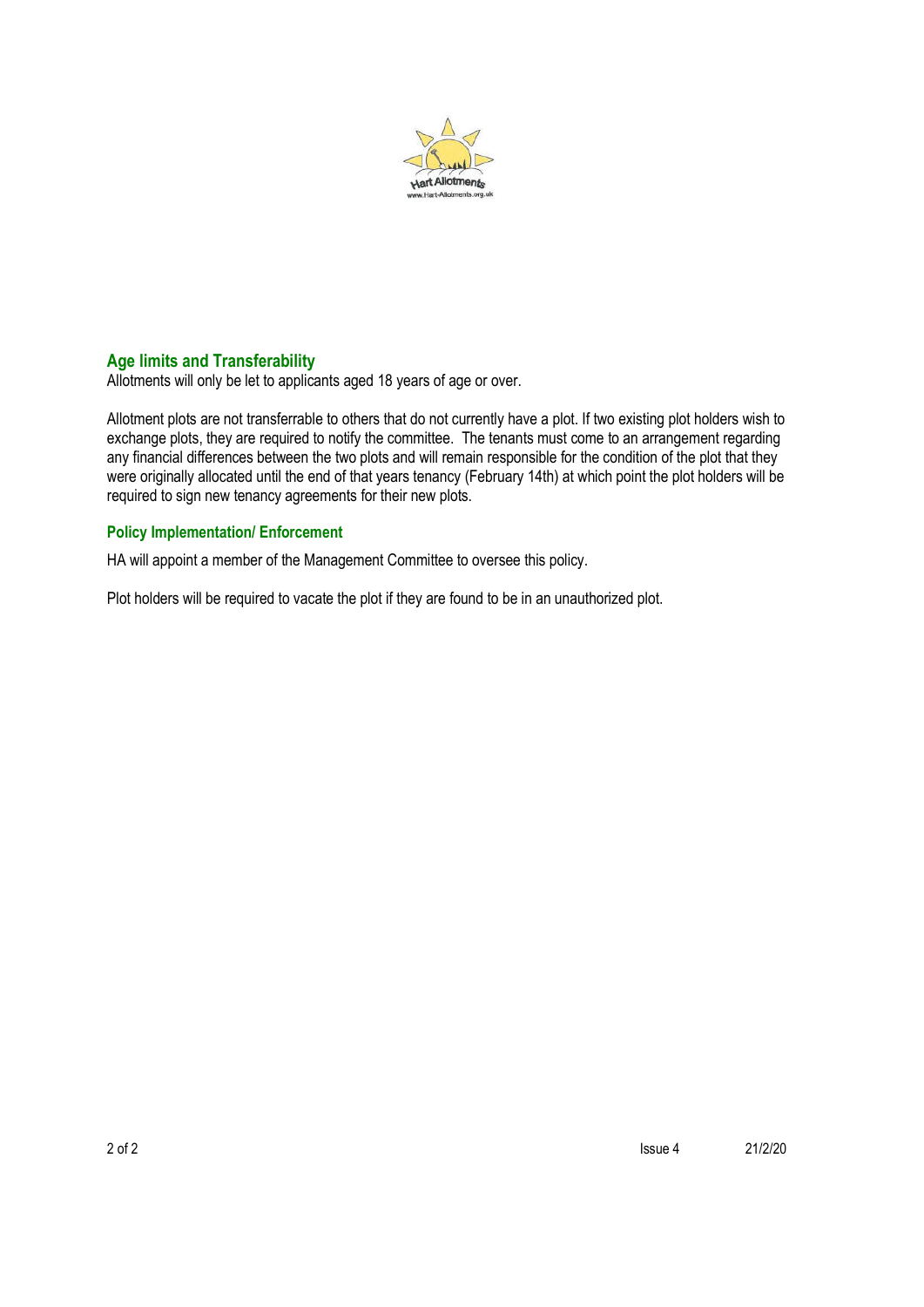## Age limits and Transferability

Allotments will only be let to applicants aged 18 years of age or over.

Allotment plots are not transferrable to others that do not currently have a plot. If two existing plot holders wish to exchange plots, they are required to notify the committee. The tenants must come to an arrangement regarding any financial differences between the two plots and will remain responsible for the condition of the plot that they were originally allocated until the end of that years tenancy (February 14th) at which point the plot holders will be required to sign new tenancy agreements for their new plots.

### Policy Implementation/ Enforcement

HA will appoint a member of the Management Committee to oversee this policy.

Plot holders will be required to vacate the plot if they are found to be in an unauthorized plot.